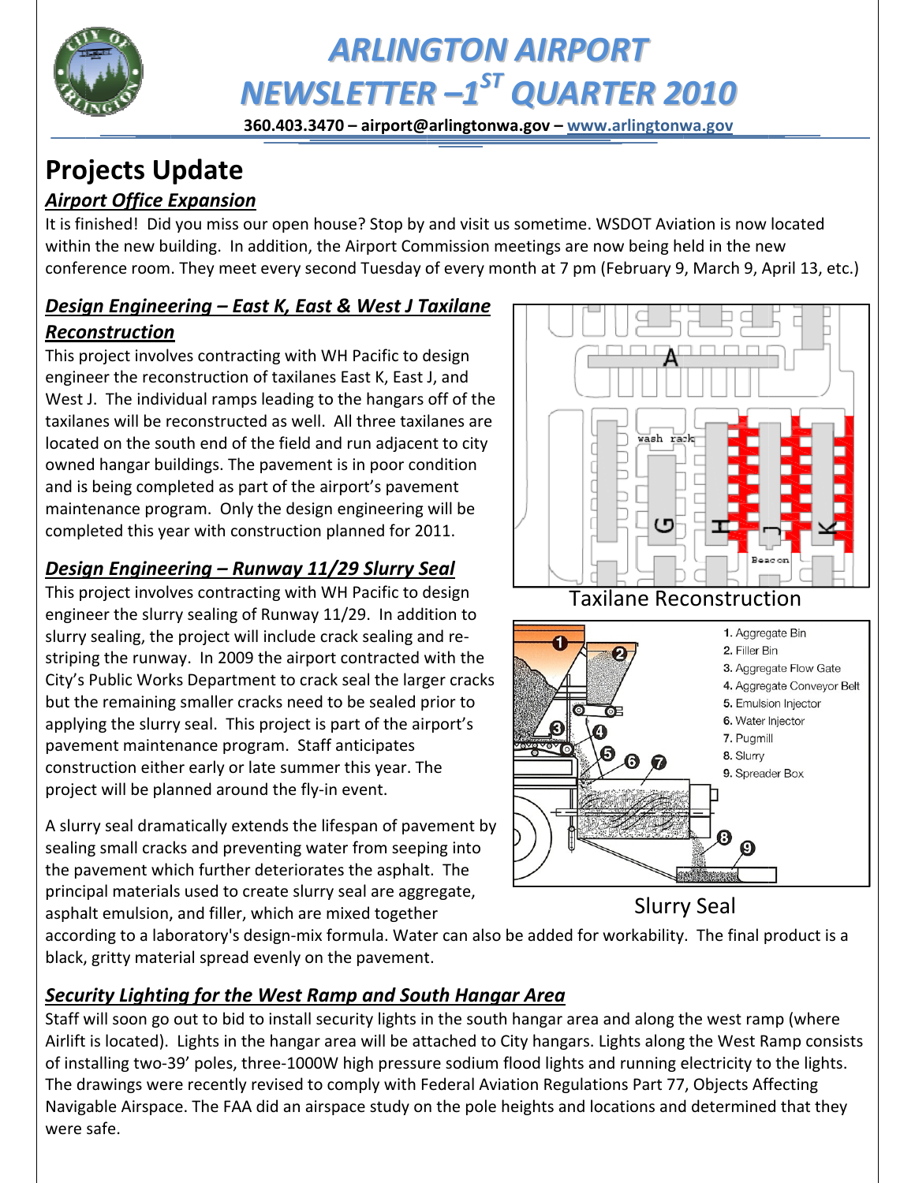# ARLINGTON AIRPORT NEWSLETTER –1ST QUARTER 2010

**360.403.3470 – airport@arlingtonwa.gov – www.arlingtonwa.gov**

## Projects Update

### *Airport Office Expansion*

It is finished! Did you miss our open house? Stop by and visit us sometime. WSDOT Aviation is now located within the new building. In addition, the Airport Commission meetings are now being held in the new conference room. They meet every second Tuesday of every month at 7 pm (February 9, March 9, April 13, etc.)

### *Design Engineering – East K, East & West J Taxilane Reconstruction*

This project involves contracting with WH Pacific to design engineer the reconstruction of taxilanes East K, East J, and West J. The individual ramps leading to the hangars off of the taxilanes will be reconstructed as well. All three taxilanes are located on the south end of the field and run adjacent to city owned hangar buildings. The pavement is in poor condition and is being completed as part of the airport's pavement maintenance program. Only the design engineering will be completed this year with construction planned for 2011.

Taxilane Reconstruction

### *Design Engineering – Runway 11/29 Slurry Seal*

This project involves contracting with WH Pacific to design engineer the slurry sealing of Runway 11/29. In addition to slurry sealing, the project will include crack sealing and re-striping the runway. In 2009 the airport contracted with the City's Public Works Department to crack seal the larger cracks but the remaining smaller cracks need to be sealed prior to applying the slurry seal. This project is part of the airport's pavement maintenance program. Staff anticipates construction either early or late summer this year. The project will be planned around the fly-in event.

A slurry seal dramatically extends the lifespan of pavement by sealing small cracks and preventing water from seeping into the pavement which further deteriorates the asphalt. The principal materials used to create slurry seal are aggregate, asphalt emulsion, and filler, which are mixed together according to a laboratory's design-mix formula. Water can also be added for workability. The final product is a black, gritty material spread evenly on the pavement.

1. Aggregate Bin
2. Filler Bin
3. Aggregate Flow Gate
4. Aggregate Conveyor Belt
5. Emulsion Injector
6. Water Injector
7. Pugmill
8. Slurry
9. Spreader Box

Slurry Seal

### *Security Lighting for the West Ramp and South Hangar Area*

Staff will soon go out to bid to install security lights in the south hangar area and along the west ramp (where Airlift is located). Lights in the hangar area will be attached to City hangars. Lights along the West Ramp consists of installing two-39' poles, three-1000W high pressure sodium flood lights and running electricity to the lights. The drawings were recently revised to comply with Federal Aviation Regulations Part 77, Objects Affecting Navigable Airspace. The FAA did an airspace study on the pole heights and locations and determined that they were safe.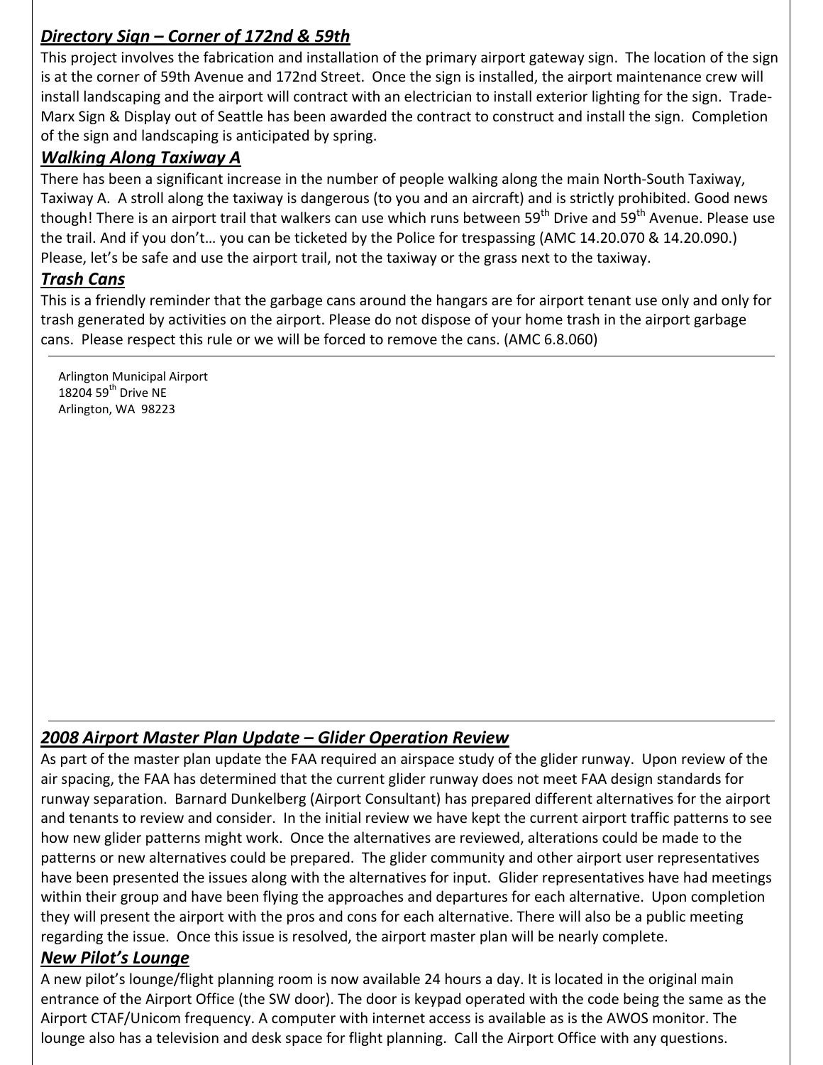### ***Directory Sign – Corner of 172nd & 59th***

This project involves the fabrication and installation of the primary airport gateway sign. The location of the sign is at the corner of 59th Avenue and 172nd Street. Once the sign is installed, the airport maintenance crew will install landscaping and the airport will contract with an electrician to install exterior lighting for the sign. Trade-Marx Sign & Display out of Seattle has been awarded the contract to construct and install the sign. Completion of the sign and landscaping is anticipated by spring.

### ***Walking Along Taxiway A***

There has been a significant increase in the number of people walking along the main North-South Taxiway, Taxiway A. A stroll along the taxiway is dangerous (to you and an aircraft) and is strictly prohibited. Good news though! There is an airport trail that walkers can use which runs between 59th Drive and 59th Avenue. Please use the trail. And if you don't… you can be ticketed by the Police for trespassing (AMC 14.20.070 & 14.20.090.) Please, let's be safe and use the airport trail, not the taxiway or the grass next to the taxiway.

### ***Trash Cans***

This is a friendly reminder that the garbage cans around the hangars are for airport tenant use only and only for trash generated by activities on the airport. Please do not dispose of your home trash in the airport garbage cans. Please respect this rule or we will be forced to remove the cans. (AMC 6.8.060)

---

Arlington Municipal Airport
18204 59th Drive NE
Arlington, WA 98223

---

### ***2008 Airport Master Plan Update – Glider Operation Review***

As part of the master plan update the FAA required an airspace study of the glider runway. Upon review of the air spacing, the FAA has determined that the current glider runway does not meet FAA design standards for runway separation. Barnard Dunkelberg (Airport Consultant) has prepared different alternatives for the airport and tenants to review and consider. In the initial review we have kept the current airport traffic patterns to see how new glider patterns might work. Once the alternatives are reviewed, alterations could be made to the patterns or new alternatives could be prepared. The glider community and other airport user representatives have been presented the issues along with the alternatives for input. Glider representatives have had meetings within their group and have been flying the approaches and departures for each alternative. Upon completion they will present the airport with the pros and cons for each alternative. There will also be a public meeting regarding the issue. Once this issue is resolved, the airport master plan will be nearly complete.

### ***New Pilot's Lounge***

A new pilot's lounge/flight planning room is now available 24 hours a day. It is located in the original main entrance of the Airport Office (the SW door). The door is keypad operated with the code being the same as the Airport CTAF/Unicom frequency. A computer with internet access is available as is the AWOS monitor. The lounge also has a television and desk space for flight planning. Call the Airport Office with any questions.